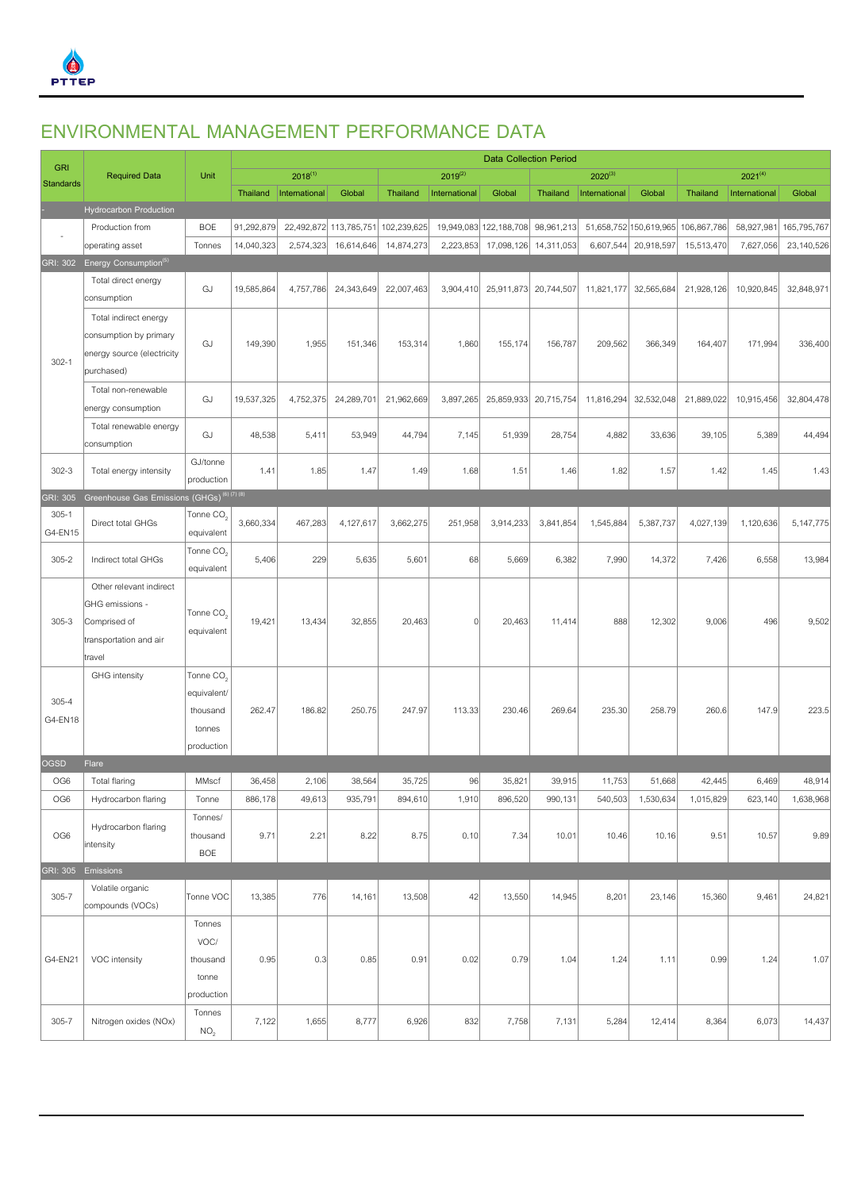# ENVIRONMENTAL MANAGEMENT PERFORMANCE DATA

| GRI Standards | Required Data | Unit | Data Collection Period | | | | | | | | | | | |
|---|---|---|---|---|---|---|---|---|---|---|---|---|---|---|
| | | | 2018[1] | | | 2019[2] | | | 2020[3] | | | 2021[4] | | |
| | | | Thailand | International | Global | Thailand | International | Global | Thailand | International | Global | Thailand | International | Global |
| - | Hydrocarbon Production | | | | | | | | | | | | | |
| - | Production from operating asset | BOE | 91,292,879 | 22,492,872 | 113,785,751 | 102,239,625 | 19,949,083 | 122,188,708 | 98,961,213 | 51,658,752 | 150,619,965 | 106,867,786 | 58,927,981 | 165,795,767 |
| | | Tonnes | 14,040,323 | 2,574,323 | 16,614,646 | 14,874,273 | 2,223,853 | 17,098,126 | 14,311,053 | 6,607,544 | 20,918,597 | 15,513,470 | 7,627,056 | 23,140,526 |
| GRI: 302 | Energy Consumption[5] | | | | | | | | | | | | | |
| 302-1 | Total direct energy consumption | GJ | 19,585,864 | 4,757,786 | 24,343,649 | 22,007,463 | 3,904,410 | 25,911,873 | 20,744,507 | 11,821,177 | 32,565,684 | 21,928,126 | 10,920,845 | 32,848,971 |
| | Total indirect energy consumption by primary energy source (electricity purchased) | GJ | 149,390 | 1,955 | 151,346 | 153,314 | 1,860 | 155,174 | 156,787 | 209,562 | 366,349 | 164,407 | 171,994 | 336,400 |
| | Total non-renewable energy consumption | GJ | 19,537,325 | 4,752,375 | 24,289,701 | 21,962,669 | 3,897,265 | 25,859,933 | 20,715,754 | 11,816,294 | 32,532,048 | 21,889,022 | 10,915,456 | 32,804,478 |
| | Total renewable energy consumption | GJ | 48,538 | 5,411 | 53,949 | 44,794 | 7,145 | 51,939 | 28,754 | 4,882 | 33,636 | 39,105 | 5,389 | 44,494 |
| 302-3 | Total energy intensity | GJ/tonne production | 1.41 | 1.85 | 1.47 | 1.49 | 1.68 | 1.51 | 1.46 | 1.82 | 1.57 | 1.42 | 1.45 | 1.43 |
| GRI: 305 | Greenhouse Gas Emissions (GHGs)[6] [7] [8] | | | | | | | | | | | | | |
| 305-1 G4-EN15 | Direct total GHGs | Tonne $CO_2$ equivalent | 3,660,334 | 467,283 | 4,127,617 | 3,662,275 | 251,958 | 3,914,233 | 3,841,854 | 1,545,884 | 5,387,737 | 4,027,139 | 1,120,636 | 5,147,775 |
| 305-2 | Indirect total GHGs | Tonne $CO_2$ equivalent | 5,406 | 229 | 5,635 | 5,601 | 68 | 5,669 | 6,382 | 7,990 | 14,372 | 7,426 | 6,558 | 13,984 |
| 305-3 | Other relevant indirect GHG emissions - Comprised of transportation and air travel | Tonne $CO_2$ equivalent | 19,421 | 13,434 | 32,855 | 20,463 | 0 | 20,463 | 11,414 | 888 | 12,302 | 9,006 | 496 | 9,502 |
| 305-4 G4-EN18 | GHG intensity | Tonne $CO_2$ equivalent/ thousand tonnes production | 262.47 | 186.82 | 250.75 | 247.97 | 113.33 | 230.46 | 269.64 | 235.30 | 258.79 | 260.6 | 147.9 | 223.5 |
| OGSD | Flare | | | | | | | | | | | | | |
| OG6 | Total flaring | MMscf | 36,458 | 2,106 | 38,564 | 35,725 | 96 | 35,821 | 39,915 | 11,753 | 51,668 | 42,445 | 6,469 | 48,914 |
| OG6 | Hydrocarbon flaring | Tonne | 886,178 | 49,613 | 935,791 | 894,610 | 1,910 | 896,520 | 990,131 | 540,503 | 1,530,634 | 1,015,829 | 623,140 | 1,638,968 |
| OG6 | Hydrocarbon flaring intensity | Tonnes/ thousand BOE | 9.71 | 2.21 | 8.22 | 8.75 | 0.10 | 7.34 | 10.01 | 10.46 | 10.16 | 9.51 | 10.57 | 9.89 |
| GRI: 305 | Emissions | | | | | | | | | | | | | |
| 305-7 | Volatile organic compounds (VOCs) | Tonne VOC | 13,385 | 776 | 14,161 | 13,508 | 42 | 13,550 | 14,945 | 8,201 | 23,146 | 15,360 | 9,461 | 24,821 |
| G4-EN21 | VOC intensity | Tonnes VOC/ thousand tonne production | 0.95 | 0.3 | 0.85 | 0.91 | 0.02 | 0.79 | 1.04 | 1.24 | 1.11 | 0.99 | 1.24 | 1.07 |
| 305-7 | Nitrogen oxides (NOx) | Tonnes $NO_2$ | 7,122 | 1,655 | 8,777 | 6,926 | 832 | 7,758 | 7,131 | 5,284 | 12,414 | 8,364 | 6,073 | 14,437 |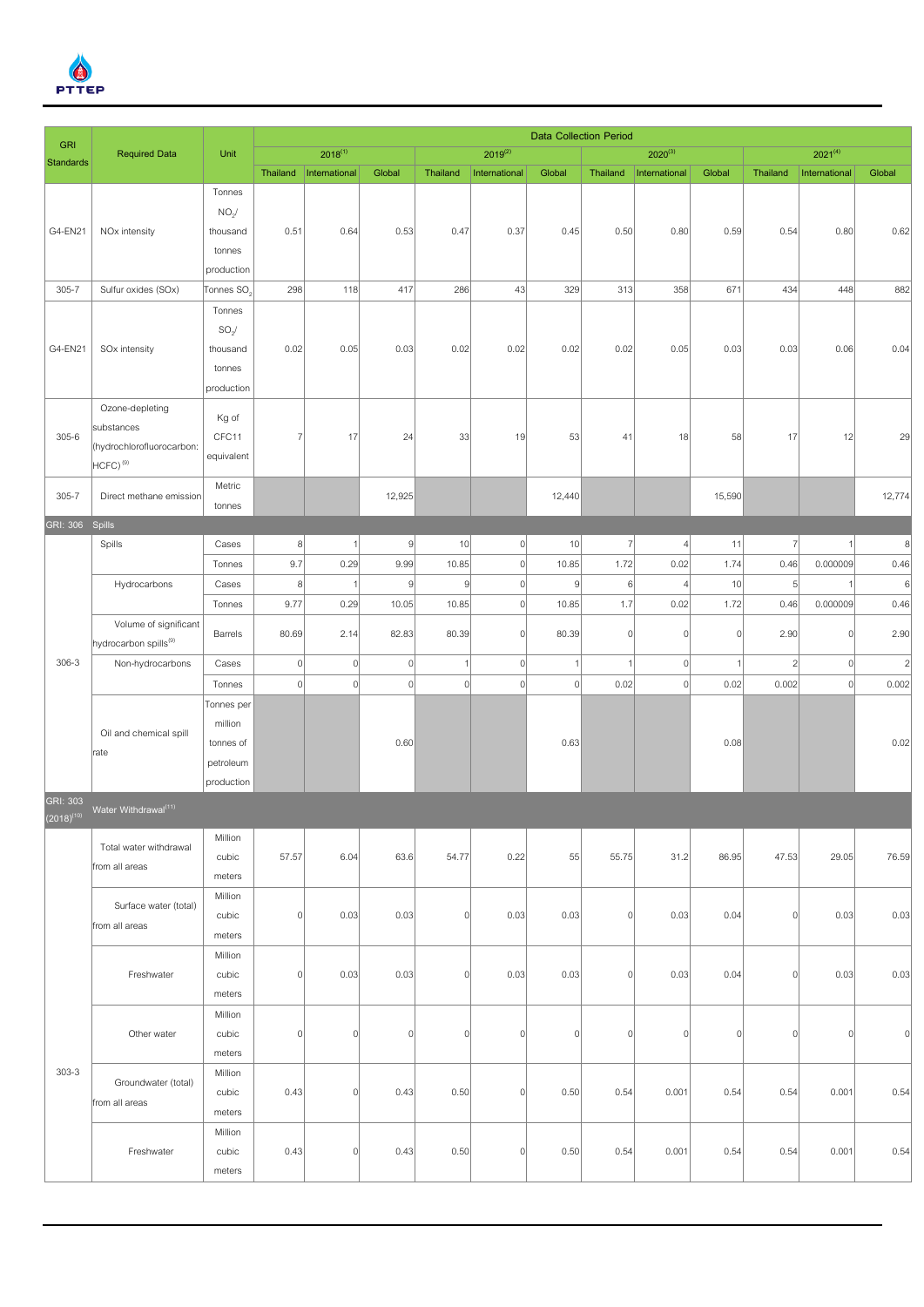| GRI Standards | Required Data | Unit | Data Collection Period | | | | | | | | | | | |
|---|---|---|---|---|---|---|---|---|---|---|---|---|---|---|
| | | | 2018[1] | | | 2019[2] | | | 2020[3] | | | 2021[4] | | |
| | | | Thailand | International | Global | Thailand | International | Global | Thailand | International | Global | Thailand | International | Global |
| G4-EN21 | NOx intensity | Tonnes $NO_2$/ thousand tonnes production | 0.51 | 0.64 | 0.53 | 0.47 | 0.37 | 0.45 | 0.50 | 0.80 | 0.59 | 0.54 | 0.80 | 0.62 |
| 305-7 | Sulfur oxides (SOx) | Tonnes $SO_2$ | 298 | 118 | 417 | 286 | 43 | 329 | 313 | 358 | 671 | 434 | 448 | 882 |
| G4-EN21 | SOx intensity | Tonnes $SO_2$/ thousand tonnes production | 0.02 | 0.05 | 0.03 | 0.02 | 0.02 | 0.02 | 0.02 | 0.05 | 0.03 | 0.03 | 0.06 | 0.04 |
| 305-6 | Ozone-depleting substances (hydrochlorofluorocarbon: HCFC)[9] | Kg of CFC11 equivalent | 7 | 17 | 24 | 33 | 19 | 53 | 41 | 18 | 58 | 17 | 12 | 29 |
| 305-7 | Direct methane emission | Metric tonnes | | | 12,925 | | | 12,440 | | | 15,590 | | | 12,774 |
| GRI: 306 | Spills | | | | | | | | | | | | | |
| 306-3 | Spills | Cases | 8 | 1 | 9 | 10 | 0 | 10 | 7 | 4 | 11 | 7 | 1 | 8 |
| | | Tonnes | 9.7 | 0.29 | 9.99 | 10.85 | 0 | 10.85 | 1.72 | 0.02 | 1.74 | 0.46 | 0.000009 | 0.46 |
| | Hydrocarbons | Cases | 8 | 1 | 9 | 9 | 0 | 9 | 6 | 4 | 10 | 5 | 1 | 6 |
| | | Tonnes | 9.77 | 0.29 | 10.05 | 10.85 | 0 | 10.85 | 1.7 | 0.02 | 1.72 | 0.46 | 0.000009 | 0.46 |
| | Volume of significant hydrocarbon spills[9] | Barrels | 80.69 | 2.14 | 82.83 | 80.39 | 0 | 80.39 | 0 | 0 | 0 | 2.90 | 0 | 2.90 |
| | Non-hydrocarbons | Cases | 0 | 0 | 0 | 1 | 0 | 1 | 1 | 0 | 1 | 2 | 0 | 2 |
| | | Tonnes | 0 | 0 | 0 | 0 | 0 | 0 | 0.02 | 0 | 0.02 | 0.002 | 0 | 0.002 |
| | Oil and chemical spill rate | Tonnes per million tonnes of petroleum production | | | 0.60 | | | 0.63 | | | 0.08 | | | 0.02 |
| GRI: 303 (2018)[10] | Water Withdrawal[11] | | | | | | | | | | | | | |
| 303-3 | Total water withdrawal from all areas | Million cubic meters | 57.57 | 6.04 | 63.6 | 54.77 | 0.22 | 55 | 55.75 | 31.2 | 86.95 | 47.53 | 29.05 | 76.59 |
| | Surface water (total) from all areas | Million cubic meters | 0 | 0.03 | 0.03 | 0 | 0.03 | 0.03 | 0 | 0.03 | 0.04 | 0 | 0.03 | 0.03 |
| | Freshwater | Million cubic meters | 0 | 0.03 | 0.03 | 0 | 0.03 | 0.03 | 0 | 0.03 | 0.04 | 0 | 0.03 | 0.03 |
| | Other water | Million cubic meters | 0 | 0 | 0 | 0 | 0 | 0 | 0 | 0 | 0 | 0 | 0 | 0 |
| | Groundwater (total) from all areas | Million cubic meters | 0.43 | 0 | 0.43 | 0.50 | 0 | 0.50 | 0.54 | 0.001 | 0.54 | 0.54 | 0.001 | 0.54 |
| | Freshwater | Million cubic meters | 0.43 | 0 | 0.43 | 0.50 | 0 | 0.50 | 0.54 | 0.001 | 0.54 | 0.54 | 0.001 | 0.54 |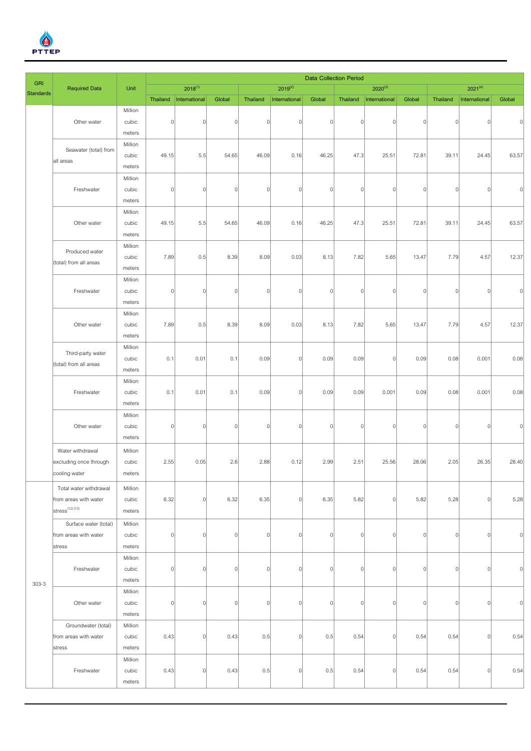| GRI Standards | Required Data | Unit | Data Collection Period | | | | | | | | | | | |
|---|---|---|---|---|---|---|---|---|---|---|---|---|---|---|
| | | | 2018[1] | | | 2019[2] | | | 2020[3] | | | 2021[4] | | |
| | | | Thailand | International | Global | Thailand | International | Global | Thailand | International | Global | Thailand | International | Global |
| | Other water | Million cubic meters | 0 | 0 | 0 | 0 | 0 | 0 | 0 | 0 | 0 | 0 | 0 | 0 |
| | Seawater (total) from all areas | Million cubic meters | 49.15 | 5.5 | 54.65 | 46.09 | 0.16 | 46.25 | 47.3 | 25.51 | 72.81 | 39.11 | 24.45 | 63.57 |
| | Freshwater | Million cubic meters | 0 | 0 | 0 | 0 | 0 | 0 | 0 | 0 | 0 | 0 | 0 | 0 |
| | Other water | Million cubic meters | 49.15 | 5.5 | 54.65 | 46.09 | 0.16 | 46.25 | 47.3 | 25.51 | 72.81 | 39.11 | 24.45 | 63.57 |
| | Produced water (total) from all areas | Million cubic meters | 7.89 | 0.5 | 8.39 | 8.09 | 0.03 | 8.13 | 7.82 | 5.65 | 13.47 | 7.79 | 4.57 | 12.37 |
| | Freshwater | Million cubic meters | 0 | 0 | 0 | 0 | 0 | 0 | 0 | 0 | 0 | 0 | 0 | 0 |
| | Other water | Million cubic meters | 7.89 | 0.5 | 8.39 | 8.09 | 0.03 | 8.13 | 7.82 | 5.65 | 13.47 | 7.79 | 4.57 | 12.37 |
| | Third-party water (total) from all areas | Million cubic meters | 0.1 | 0.01 | 0.1 | 0.09 | 0 | 0.09 | 0.09 | 0 | 0.09 | 0.08 | 0.001 | 0.08 |
| | Freshwater | Million cubic meters | 0.1 | 0.01 | 0.1 | 0.09 | 0 | 0.09 | 0.09 | 0.001 | 0.09 | 0.08 | 0.001 | 0.08 |
| | Other water | Million cubic meters | 0 | 0 | 0 | 0 | 0 | 0 | 0 | 0 | 0 | 0 | 0 | 0 |
| | Water withdrawal excluding once through cooling water | Million cubic meters | 2.55 | 0.05 | 2.6 | 2.88 | 0.12 | 2.99 | 2.51 | 25.56 | 28.06 | 2.05 | 26.35 | 28.40 |
| 303-3 | Total water withdrawal from areas with water stress[12] [13] | Million cubic meters | 6.32 | 0 | 6.32 | 6.35 | 0 | 6.35 | 5.82 | 0 | 5.82 | 5.28 | 0 | 5.28 |
| | Surface water (total) from areas with water stress | Million cubic meters | 0 | 0 | 0 | 0 | 0 | 0 | 0 | 0 | 0 | 0 | 0 | 0 |
| | Freshwater | Million cubic meters | 0 | 0 | 0 | 0 | 0 | 0 | 0 | 0 | 0 | 0 | 0 | 0 |
| | Other water | Million cubic meters | 0 | 0 | 0 | 0 | 0 | 0 | 0 | 0 | 0 | 0 | 0 | 0 |
| | Groundwater (total) from areas with water stress | Million cubic meters | 0.43 | 0 | 0.43 | 0.5 | 0 | 0.5 | 0.54 | 0 | 0.54 | 0.54 | 0 | 0.54 |
| | Freshwater | Million cubic meters | 0.43 | 0 | 0.43 | 0.5 | 0 | 0.5 | 0.54 | 0 | 0.54 | 0.54 | 0 | 0.54 |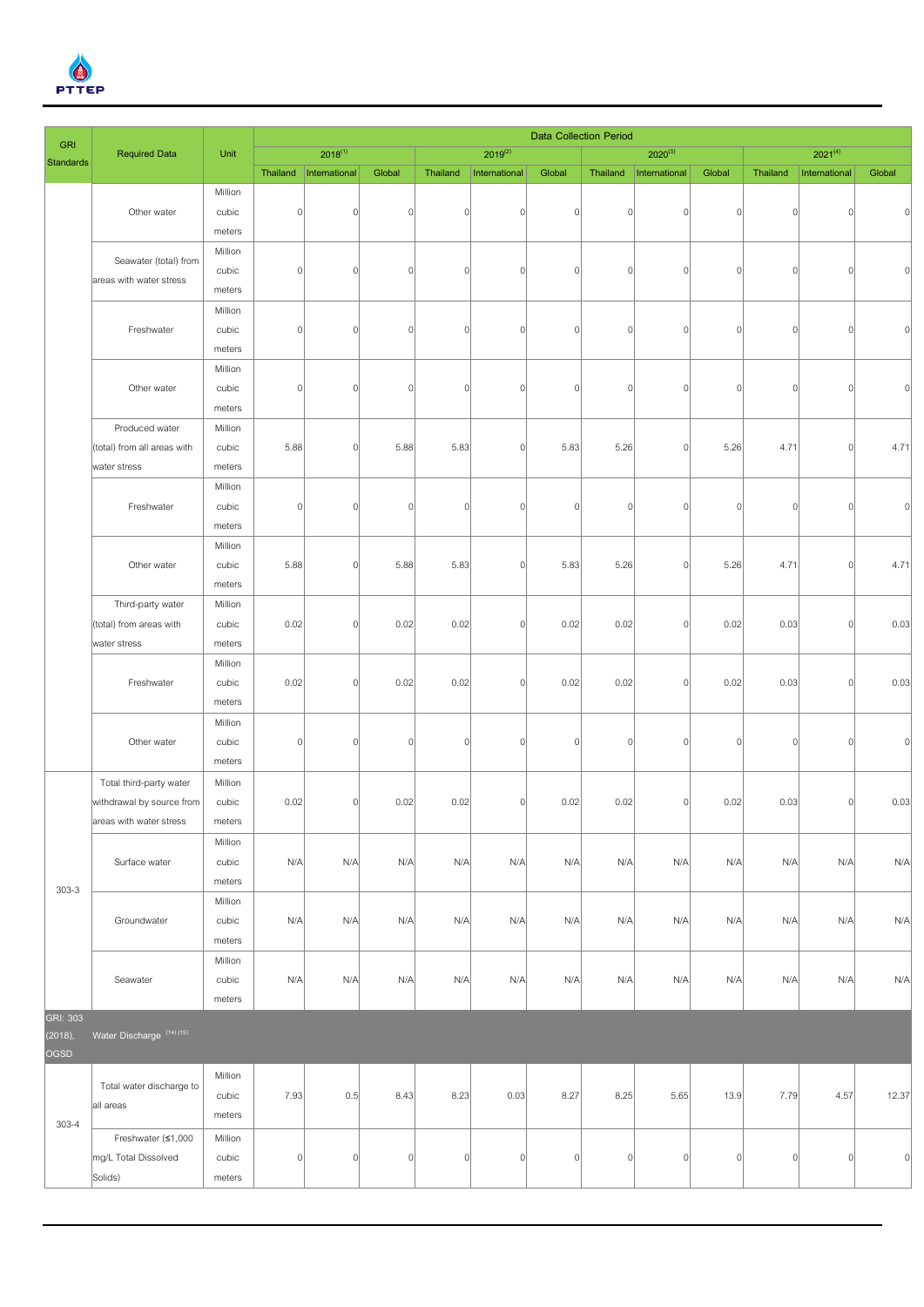| GRI Standards | Required Data | Unit | Data Collection Period | | | | | | | | | | | |
|---|---|---|---|---|---|---|---|---|---|---|---|---|---|---|
| | | | 2018[1] | | | 2019[2] | | | 2020[3] | | | 2021[4] | | |
| | | | Thailand | International | Global | Thailand | International | Global | Thailand | International | Global | Thailand | International | Global |
| | Other water | Million cubic meters | 0 | 0 | 0 | 0 | 0 | 0 | 0 | 0 | 0 | 0 | 0 | 0 |
| | Seawater (total) from areas with water stress | Million cubic meters | 0 | 0 | 0 | 0 | 0 | 0 | 0 | 0 | 0 | 0 | 0 | 0 |
| | Freshwater | Million cubic meters | 0 | 0 | 0 | 0 | 0 | 0 | 0 | 0 | 0 | 0 | 0 | 0 |
| | Other water | Million cubic meters | 0 | 0 | 0 | 0 | 0 | 0 | 0 | 0 | 0 | 0 | 0 | 0 |
| | Produced water (total) from all areas with water stress | Million cubic meters | 5.88 | 0 | 5.88 | 5.83 | 0 | 5.83 | 5.26 | 0 | 5.26 | 4.71 | 0 | 4.71 |
| | Freshwater | Million cubic meters | 0 | 0 | 0 | 0 | 0 | 0 | 0 | 0 | 0 | 0 | 0 | 0 |
| | Other water | Million cubic meters | 5.88 | 0 | 5.88 | 5.83 | 0 | 5.83 | 5.26 | 0 | 5.26 | 4.71 | 0 | 4.71 |
| | Third-party water (total) from areas with water stress | Million cubic meters | 0.02 | 0 | 0.02 | 0.02 | 0 | 0.02 | 0.02 | 0 | 0.02 | 0.03 | 0 | 0.03 |
| | Freshwater | Million cubic meters | 0.02 | 0 | 0.02 | 0.02 | 0 | 0.02 | 0.02 | 0 | 0.02 | 0.03 | 0 | 0.03 |
| | Other water | Million cubic meters | 0 | 0 | 0 | 0 | 0 | 0 | 0 | 0 | 0 | 0 | 0 | 0 |
| 303-3 | Total third-party water withdrawal by source from areas with water stress | Million cubic meters | 0.02 | 0 | 0.02 | 0.02 | 0 | 0.02 | 0.02 | 0 | 0.02 | 0.03 | 0 | 0.03 |
| | Surface water | Million cubic meters | N/A | N/A | N/A | N/A | N/A | N/A | N/A | N/A | N/A | N/A | N/A | N/A |
| | Groundwater | Million cubic meters | N/A | N/A | N/A | N/A | N/A | N/A | N/A | N/A | N/A | N/A | N/A | N/A |
| | Seawater | Million cubic meters | N/A | N/A | N/A | N/A | N/A | N/A | N/A | N/A | N/A | N/A | N/A | N/A |
| GRI: 303 (2018), OGSD | Water Discharge [14] [15] | | | | | | | | | | | | | |
| 303-4 | Total water discharge to all areas | Million cubic meters | 7.93 | 0.5 | 8.43 | 8.23 | 0.03 | 8.27 | 8.25 | 5.65 | 13.9 | 7.79 | 4.57 | 12.37 |
| | Freshwater (≤1,000 mg/L Total Dissolved Solids) | Million cubic meters | 0 | 0 | 0 | 0 | 0 | 0 | 0 | 0 | 0 | 0 | 0 | 0 |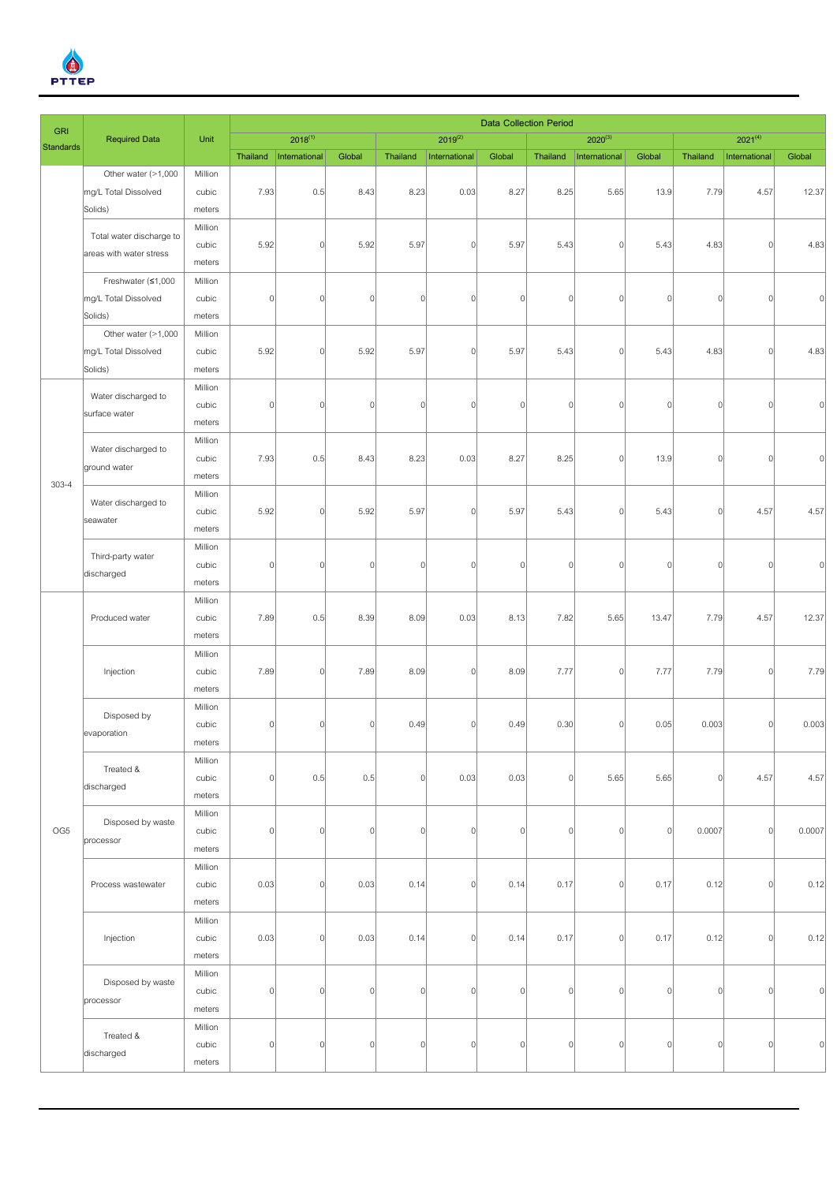| GRI Standards | Required Data | Unit | Data Collection Period | | | | | | | | | | | |
|---|---|---|---|---|---|---|---|---|---|---|---|---|---|---|
| | | | 2018[1] | | | 2019[2] | | | 2020[3] | | | 2021[4] | | |
| | | | Thailand | International | Global | Thailand | International | Global | Thailand | International | Global | Thailand | International | Global |
| | Other water (>1,000 mg/L Total Dissolved Solids) | Million cubic meters | 7.93 | 0.5 | 8.43 | 8.23 | 0.03 | 8.27 | 8.25 | 5.65 | 13.9 | 7.79 | 4.57 | 12.37 |
| | Total water discharge to areas with water stress | Million cubic meters | 5.92 | 0 | 5.92 | 5.97 | 0 | 5.97 | 5.43 | 0 | 5.43 | 4.83 | 0 | 4.83 |
| | Freshwater (≤1,000 mg/L Total Dissolved Solids) | Million cubic meters | 0 | 0 | 0 | 0 | 0 | 0 | 0 | 0 | 0 | 0 | 0 | 0 |
| | Other water (>1,000 mg/L Total Dissolved Solids) | Million cubic meters | 5.92 | 0 | 5.92 | 5.97 | 0 | 5.97 | 5.43 | 0 | 5.43 | 4.83 | 0 | 4.83 |
| 303-4 | Water discharged to surface water | Million cubic meters | 0 | 0 | 0 | 0 | 0 | 0 | 0 | 0 | 0 | 0 | 0 | 0 |
| | Water discharged to ground water | Million cubic meters | 7.93 | 0.5 | 8.43 | 8.23 | 0.03 | 8.27 | 8.25 | 0 | 13.9 | 0 | 0 | 0 |
| | Water discharged to seawater | Million cubic meters | 5.92 | 0 | 5.92 | 5.97 | 0 | 5.97 | 5.43 | 0 | 5.43 | 0 | 4.57 | 4.57 |
| | Third-party water discharged | Million cubic meters | 0 | 0 | 0 | 0 | 0 | 0 | 0 | 0 | 0 | 0 | 0 | 0 |
| OG5 | Produced water | Million cubic meters | 7.89 | 0.5 | 8.39 | 8.09 | 0.03 | 8.13 | 7.82 | 5.65 | 13.47 | 7.79 | 4.57 | 12.37 |
| | Injection | Million cubic meters | 7.89 | 0 | 7.89 | 8.09 | 0 | 8.09 | 7.77 | 0 | 7.77 | 7.79 | 0 | 7.79 |
| | Disposed by evaporation | Million cubic meters | 0 | 0 | 0 | 0.49 | 0 | 0.49 | 0.30 | 0 | 0.05 | 0.003 | 0 | 0.003 |
| | Treated & discharged | Million cubic meters | 0 | 0.5 | 0.5 | 0 | 0.03 | 0.03 | 0 | 5.65 | 5.65 | 0 | 4.57 | 4.57 |
| | Disposed by waste processor | Million cubic meters | 0 | 0 | 0 | 0 | 0 | 0 | 0 | 0 | 0 | 0.0007 | 0 | 0.0007 |
| | Process wastewater | Million cubic meters | 0.03 | 0 | 0.03 | 0.14 | 0 | 0.14 | 0.17 | 0 | 0.17 | 0.12 | 0 | 0.12 |
| | Injection | Million cubic meters | 0.03 | 0 | 0.03 | 0.14 | 0 | 0.14 | 0.17 | 0 | 0.17 | 0.12 | 0 | 0.12 |
| | Disposed by waste processor | Million cubic meters | 0 | 0 | 0 | 0 | 0 | 0 | 0 | 0 | 0 | 0 | 0 | 0 |
| | Treated & discharged | Million cubic meters | 0 | 0 | 0 | 0 | 0 | 0 | 0 | 0 | 0 | 0 | 0 | 0 |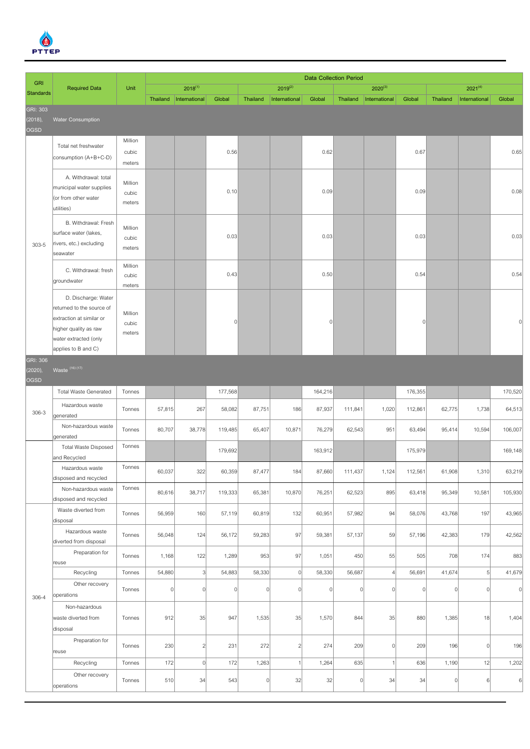| GRI Standards | Required Data | Unit | Data Collection Period | | | | | | | | | | | |
|---|---|---|---|---|---|---|---|---|---|---|---|---|---|---|
| | | | 2018[1] | | | 2019[2] | | | 2020[3] | | | 2021[4] | | |
| | | | Thailand | International | Global | Thailand | International | Global | Thailand | International | Global | Thailand | International | Global |
| GRI: 303 (2018), OGSD | Water Consumption | | | | | | | | | | | | | |
| 303-5 | Total net freshwater consumption (A+B+C-D) | Million cubic meters | | | 0.56 | | | 0.62 | | | 0.67 | | | 0.65 |
| | A. Withdrawal: total municipal water supplies (or from other water utilities) | Million cubic meters | | | 0.10 | | | 0.09 | | | 0.09 | | | 0.08 |
| | B. Withdrawal: Fresh surface water (lakes, rivers, etc.) excluding seawater | Million cubic meters | | | 0.03 | | | 0.03 | | | 0.03 | | | 0.03 |
| | C. Withdrawal: fresh groundwater | Million cubic meters | | | 0.43 | | | 0.50 | | | 0.54 | | | 0.54 |
| | D. Discharge: Water returned to the source of extraction at similar or higher quality as raw water extracted (only applies to B and C) | Million cubic meters | | | 0 | | | 0 | | | 0 | | | 0 |
| GRI: 306 (2020), OGSD | Waste [16] [17] | | | | | | | | | | | | | |
| 306-3 | Total Waste Generated | Tonnes | | | 177,568 | | | 164,216 | | | 176,355 | | | 170,520 |
| | Hazardous waste generated | Tonnes | 57,815 | 267 | 58,082 | 87,751 | 186 | 87,937 | 111,841 | 1,020 | 112,861 | 62,775 | 1,738 | 64,513 |
| | Non-hazardous waste generated | Tonnes | 80,707 | 38,778 | 119,485 | 65,407 | 10,871 | 76,279 | 62,543 | 951 | 63,494 | 95,414 | 10,594 | 106,007 |
| | Total Waste Disposed and Recycled | Tonnes | | | 179,692 | | | 163,912 | | | 175,979 | | | 169,148 |
| | Hazardous waste disposed and recycled | Tonnes | 60,037 | 322 | 60,359 | 87,477 | 184 | 87,660 | 111,437 | 1,124 | 112,561 | 61,908 | 1,310 | 63,219 |
| | Non-hazardous waste disposed and recycled | Tonnes | 80,616 | 38,717 | 119,333 | 65,381 | 10,870 | 76,251 | 62,523 | 895 | 63,418 | 95,349 | 10,581 | 105,930 |
| 306-4 | Waste diverted from disposal | Tonnes | 56,959 | 160 | 57,119 | 60,819 | 132 | 60,951 | 57,982 | 94 | 58,076 | 43,768 | 197 | 43,965 |
| | Hazardous waste diverted from disposal | Tonnes | 56,048 | 124 | 56,172 | 59,283 | 97 | 59,381 | 57,137 | 59 | 57,196 | 42,383 | 179 | 42,562 |
| | Preparation for reuse | Tonnes | 1,168 | 122 | 1,289 | 953 | 97 | 1,051 | 450 | 55 | 505 | 708 | 174 | 883 |
| | Recycling | Tonnes | 54,880 | 3 | 54,883 | 58,330 | 0 | 58,330 | 56,687 | 4 | 56,691 | 41,674 | 5 | 41,679 |
| | Other recovery operations | Tonnes | 0 | 0 | 0 | 0 | 0 | 0 | 0 | 0 | 0 | 0 | 0 | 0 |
| | Non-hazardous waste diverted from disposal | Tonnes | 912 | 35 | 947 | 1,535 | 35 | 1,570 | 844 | 35 | 880 | 1,385 | 18 | 1,404 |
| | Preparation for reuse | Tonnes | 230 | 2 | 231 | 272 | 2 | 274 | 209 | 0 | 209 | 196 | 0 | 196 |
| | Recycling | Tonnes | 172 | 0 | 172 | 1,263 | 1 | 1,264 | 635 | 1 | 636 | 1,190 | 12 | 1,202 |
| | Other recovery operations | Tonnes | 510 | 34 | 543 | 0 | 32 | 32 | 0 | 34 | 34 | 0 | 6 | 6 |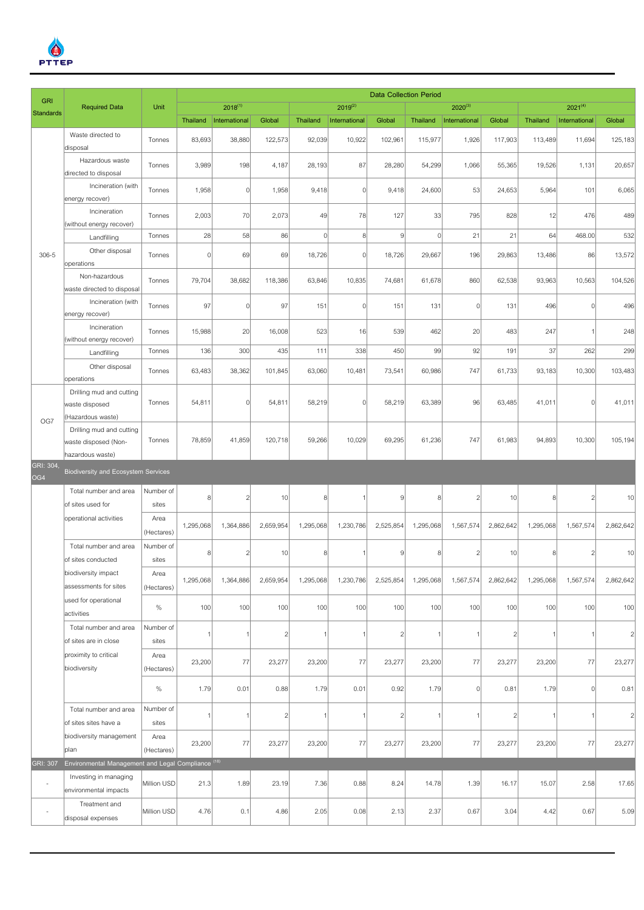| GRI Standards | Required Data | Unit | Data Collection Period | | | | | | | | | | | |
|---|---|---|---|---|---|---|---|---|---|---|---|---|---|---|
| | | | 2018[1] | | | 2019[2] | | | 2020[3] | | | 2021[4] | | |
| | | | Thailand | International | Global | Thailand | International | Global | Thailand | International | Global | Thailand | International | Global |
| 306-5 | Waste directed to disposal | Tonnes | 83,693 | 38,880 | 122,573 | 92,039 | 10,922 | 102,961 | 115,977 | 1,926 | 117,903 | 113,489 | 11,694 | 125,183 |
| | Hazardous waste directed to disposal | Tonnes | 3,989 | 198 | 4,187 | 28,193 | 87 | 28,280 | 54,299 | 1,066 | 55,365 | 19,526 | 1,131 | 20,657 |
| | Incineration (with energy recover) | Tonnes | 1,958 | 0 | 1,958 | 9,418 | 0 | 9,418 | 24,600 | 53 | 24,653 | 5,964 | 101 | 6,065 |
| | Incineration (without energy recover) | Tonnes | 2,003 | 70 | 2,073 | 49 | 78 | 127 | 33 | 795 | 828 | 12 | 476 | 489 |
| | Landfilling | Tonnes | 28 | 58 | 86 | 0 | 8 | 9 | 0 | 21 | 21 | 64 | 468.00 | 532 |
| | Other disposal operations | Tonnes | 0 | 69 | 69 | 18,726 | 0 | 18,726 | 29,667 | 196 | 29,863 | 13,486 | 86 | 13,572 |
| | Non-hazardous waste directed to disposal | Tonnes | 79,704 | 38,682 | 118,386 | 63,846 | 10,835 | 74,681 | 61,678 | 860 | 62,538 | 93,963 | 10,563 | 104,526 |
| | Incineration (with energy recover) | Tonnes | 97 | 0 | 97 | 151 | 0 | 151 | 131 | 0 | 131 | 496 | 0 | 496 |
| | Incineration (without energy recover) | Tonnes | 15,988 | 20 | 16,008 | 523 | 16 | 539 | 462 | 20 | 483 | 247 | 1 | 248 |
| | Landfilling | Tonnes | 136 | 300 | 435 | 111 | 338 | 450 | 99 | 92 | 191 | 37 | 262 | 299 |
| | Other disposal operations | Tonnes | 63,483 | 38,362 | 101,845 | 63,060 | 10,481 | 73,541 | 60,986 | 747 | 61,733 | 93,183 | 10,300 | 103,483 |
| OG7 | Drilling mud and cutting waste disposed (Hazardous waste) | Tonnes | 54,811 | 0 | 54,811 | 58,219 | 0 | 58,219 | 63,389 | 96 | 63,485 | 41,011 | 0 | 41,011 |
| | Drilling mud and cutting waste disposed (Non-hazardous waste) | Tonnes | 78,859 | 41,859 | 120,718 | 59,266 | 10,029 | 69,295 | 61,236 | 747 | 61,983 | 94,893 | 10,300 | 105,194 |
| GRI: 304, OG4 | Biodiversity and Ecosystem Services | | | | | | | | | | | | | |
| | Total number and area of sites used for operational activities | Number of sites | 8 | 2 | 10 | 8 | 1 | 9 | 8 | 2 | 10 | 8 | 2 | 10 |
| | | Area (Hectares) | 1,295,068 | 1,364,886 | 2,659,954 | 1,295,068 | 1,230,786 | 2,525,854 | 1,295,068 | 1,567,574 | 2,862,642 | 1,295,068 | 1,567,574 | 2,862,642 |
| | Total number and area of sites conducted biodiversity impact assessments for sites used for operational activities | Number of sites | 8 | 2 | 10 | 8 | 1 | 9 | 8 | 2 | 10 | 8 | 2 | 10 |
| | | Area (Hectares) | 1,295,068 | 1,364,886 | 2,659,954 | 1,295,068 | 1,230,786 | 2,525,854 | 1,295,068 | 1,567,574 | 2,862,642 | 1,295,068 | 1,567,574 | 2,862,642 |
| | | % | 100 | 100 | 100 | 100 | 100 | 100 | 100 | 100 | 100 | 100 | 100 | 100 |
| | Total number and area of sites are in close proximity to critical biodiversity | Number of sites | 1 | 1 | 2 | 1 | 1 | 2 | 1 | 1 | 2 | 1 | 1 | 2 |
| | | Area (Hectares) | 23,200 | 77 | 23,277 | 23,200 | 77 | 23,277 | 23,200 | 77 | 23,277 | 23,200 | 77 | 23,277 |
| | | % | 1.79 | 0.01 | 0.88 | 1.79 | 0.01 | 0.92 | 1.79 | 0 | 0.81 | 1.79 | 0 | 0.81 |
| | Total number and area of sites sites have a biodiversity management plan | Number of sites | 1 | 1 | 2 | 1 | 1 | 2 | 1 | 1 | 2 | 1 | 1 | 2 |
| | | Area (Hectares) | 23,200 | 77 | 23,277 | 23,200 | 77 | 23,277 | 23,200 | 77 | 23,277 | 23,200 | 77 | 23,277 |
| GRI: 307 | Environmental Management and Legal Compliance [18] | | | | | | | | | | | | | |
| - | Investing in managing environmental impacts | Million USD | 21.3 | 1.89 | 23.19 | 7.36 | 0.88 | 8.24 | 14.78 | 1.39 | 16.17 | 15.07 | 2.58 | 17.65 |
| - | Treatment and disposal expenses | Million USD | 4.76 | 0.1 | 4.86 | 2.05 | 0.08 | 2.13 | 2.37 | 0.67 | 3.04 | 4.42 | 0.67 | 5.09 |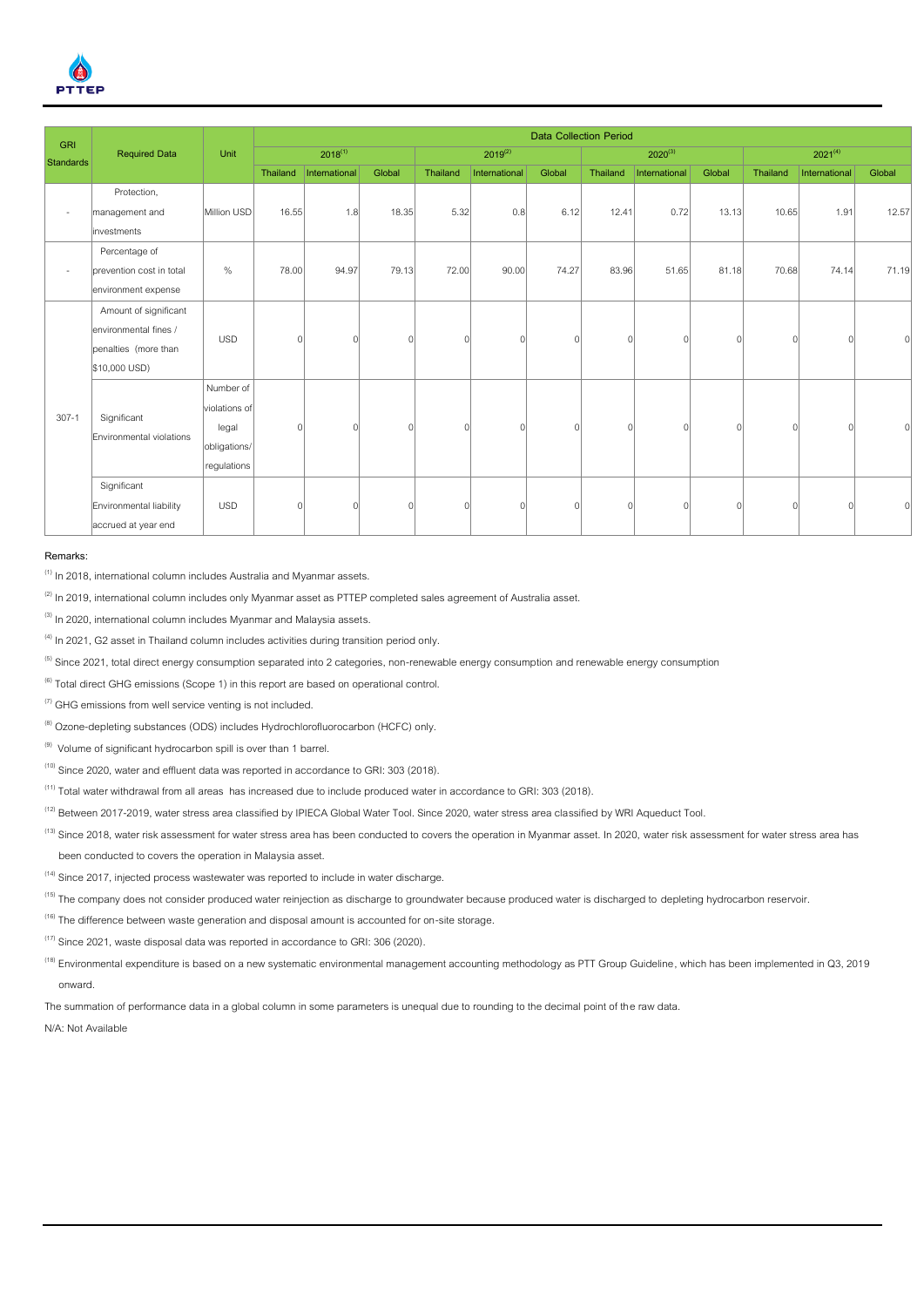| GRI Standards | Required Data | Unit | Data Collection Period | | | | | | | | | | | |
|---|---|---|---|---|---|---|---|---|---|---|---|---|---|---|
| | | | 2018[1] | | | 2019[2] | | | 2020[3] | | | 2021[4] | | |
| | | | Thailand | International | Global | Thailand | International | Global | Thailand | International | Global | Thailand | International | Global |
| - | Protection, management and investments | Million USD | 16.55 | 1.8 | 18.35 | 5.32 | 0.8 | 6.12 | 12.41 | 0.72 | 13.13 | 10.65 | 1.91 | 12.57 |
| - | Percentage of prevention cost in total environment expense | % | 78.00 | 94.97 | 79.13 | 72.00 | 90.00 | 74.27 | 83.96 | 51.65 | 81.18 | 70.68 | 74.14 | 71.19 |
| 307-1 | Amount of significant environmental fines / penalties (more than $10,000 USD) | USD | 0 | 0 | 0 | 0 | 0 | 0 | 0 | 0 | 0 | 0 | 0 | 0 |
| | Significant Environmental violations | Number of violations of legal obligations/ regulations | 0 | 0 | 0 | 0 | 0 | 0 | 0 | 0 | 0 | 0 | 0 | 0 |
| | Significant Environmental liability accrued at year end | USD | 0 | 0 | 0 | 0 | 0 | 0 | 0 | 0 | 0 | 0 | 0 | 0 |

Remarks:

(1) In 2018, international column includes Australia and Myanmar assets.

(2) In 2019, international column includes only Myanmar asset as PTTEP completed sales agreement of Australia asset.

(3) In 2020, international column includes Myanmar and Malaysia assets.

(4) In 2021, G2 asset in Thailand column includes activities during transition period only.

(5) Since 2021, total direct energy consumption separated into 2 categories, non-renewable energy consumption and renewable energy consumption

(6) Total direct GHG emissions (Scope 1) in this report are based on operational control.

(7) GHG emissions from well service venting is not included.

(8) Ozone-depleting substances (ODS) includes Hydrochlorofluorocarbon (HCFC) only.

(9) Volume of significant hydrocarbon spill is over than 1 barrel.

(10) Since 2020, water and effluent data was reported in accordance to GRI: 303 (2018).

(11) Total water withdrawal from all areas has increased due to include produced water in accordance to GRI: 303 (2018).

(12) Between 2017-2019, water stress area classified by IPIECA Global Water Tool. Since 2020, water stress area classified by WRI Aqueduct Tool.

(13) Since 2018, water risk assessment for water stress area has been conducted to covers the operation in Myanmar asset. In 2020, water risk assessment for water stress area has been conducted to covers the operation in Malaysia asset.

(14) Since 2017, injected process wastewater was reported to include in water discharge.

(15) The company does not consider produced water reinjection as discharge to groundwater because produced water is discharged to depleting hydrocarbon reservoir.

(16) The difference between waste generation and disposal amount is accounted for on-site storage.

(17) Since 2021, waste disposal data was reported in accordance to GRI: 306 (2020).

(18) Environmental expenditure is based on a new systematic environmental management accounting methodology as PTT Group Guideline, which has been implemented in Q3, 2019 onward.

The summation of performance data in a global column in some parameters is unequal due to rounding to the decimal point of the raw data.

N/A: Not Available